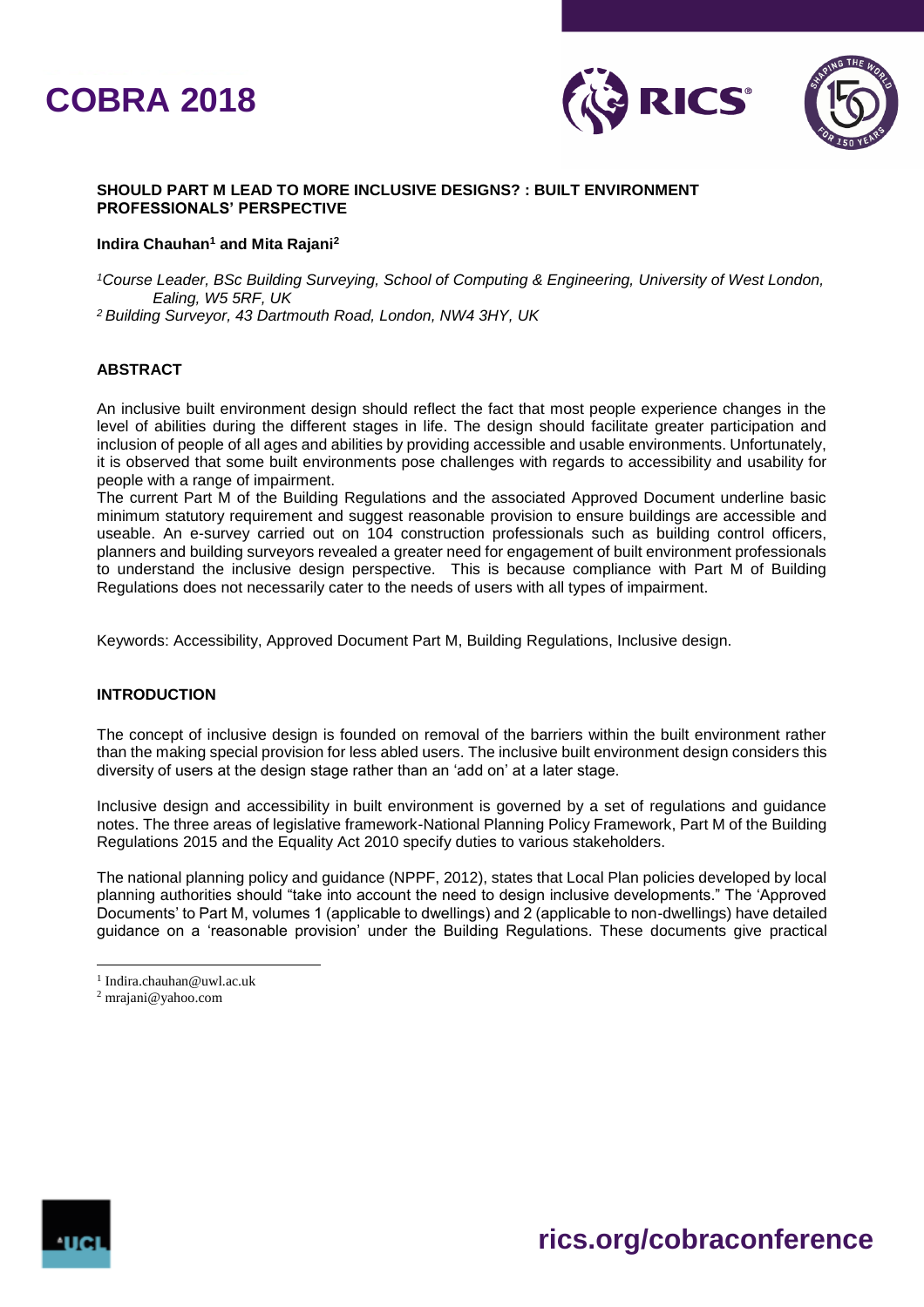# SHOULD PART M LEAD TO MORE INCLUSIVE DESIGNS? : BUILT ENVIRONMENT PROFESSIONALS' PERSPECTIVE

**Indira Chauhan[1] and Mita Rajani[2]**

*[1]Course Leader, BSc Building Surveying, School of Computing & Engineering, University of West London, Ealing, W5 5RF, UK*
*[2] Building Surveyor, 43 Dartmouth Road, London, NW4 3HY, UK*

## ABSTRACT

An inclusive built environment design should reflect the fact that most people experience changes in the level of abilities during the different stages in life. The design should facilitate greater participation and inclusion of people of all ages and abilities by providing accessible and usable environments. Unfortunately, it is observed that some built environments pose challenges with regards to accessibility and usability for people with a range of impairment.
The current Part M of the Building Regulations and the associated Approved Document underline basic minimum statutory requirement and suggest reasonable provision to ensure buildings are accessible and useable. An e-survey carried out on 104 construction professionals such as building control officers, planners and building surveyors revealed a greater need for engagement of built environment professionals to understand the inclusive design perspective. This is because compliance with Part M of Building Regulations does not necessarily cater to the needs of users with all types of impairment.

Keywords: Accessibility, Approved Document Part M, Building Regulations, Inclusive design.

## INTRODUCTION

The concept of inclusive design is founded on removal of the barriers within the built environment rather than the making special provision for less abled users. The inclusive built environment design considers this diversity of users at the design stage rather than an 'add on' at a later stage.

Inclusive design and accessibility in built environment is governed by a set of regulations and guidance notes. The three areas of legislative framework-National Planning Policy Framework, Part M of the Building Regulations 2015 and the Equality Act 2010 specify duties to various stakeholders.

The national planning policy and guidance (NPPF, 2012), states that Local Plan policies developed by local planning authorities should "take into account the need to design inclusive developments." The 'Approved Documents' to Part M, volumes 1 (applicable to dwellings) and 2 (applicable to non-dwellings) have detailed guidance on a 'reasonable provision' under the Building Regulations. These documents give practical

[1] Indira.chauhan@uwl.ac.uk
[2] mrajani@yahoo.com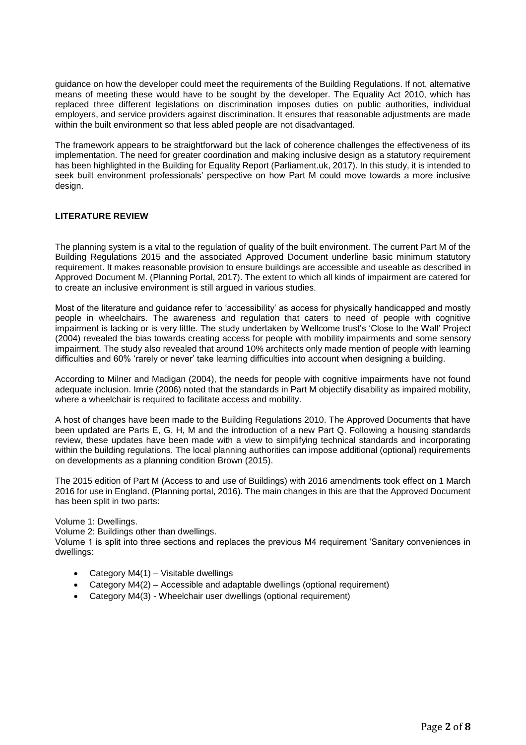guidance on how the developer could meet the requirements of the Building Regulations. If not, alternative means of meeting these would have to be sought by the developer. The Equality Act 2010, which has replaced three different legislations on discrimination imposes duties on public authorities, individual employers, and service providers against discrimination. It ensures that reasonable adjustments are made within the built environment so that less abled people are not disadvantaged.

The framework appears to be straightforward but the lack of coherence challenges the effectiveness of its implementation. The need for greater coordination and making inclusive design as a statutory requirement has been highlighted in the Building for Equality Report (Parliament.uk, 2017). In this study, it is intended to seek built environment professionals' perspective on how Part M could move towards a more inclusive design.

## LITERATURE REVIEW

The planning system is a vital to the regulation of quality of the built environment. The current Part M of the Building Regulations 2015 and the associated Approved Document underline basic minimum statutory requirement. It makes reasonable provision to ensure buildings are accessible and useable as described in Approved Document M. (Planning Portal, 2017). The extent to which all kinds of impairment are catered for to create an inclusive environment is still argued in various studies.

Most of the literature and guidance refer to 'accessibility' as access for physically handicapped and mostly people in wheelchairs. The awareness and regulation that caters to need of people with cognitive impairment is lacking or is very little. The study undertaken by Wellcome trust's 'Close to the Wall' Project (2004) revealed the bias towards creating access for people with mobility impairments and some sensory impairment. The study also revealed that around 10% architects only made mention of people with learning difficulties and 60% 'rarely or never' take learning difficulties into account when designing a building.

According to Milner and Madigan (2004), the needs for people with cognitive impairments have not found adequate inclusion. Imrie (2006) noted that the standards in Part M objectify disability as impaired mobility, where a wheelchair is required to facilitate access and mobility.

A host of changes have been made to the Building Regulations 2010. The Approved Documents that have been updated are Parts E, G, H, M and the introduction of a new Part Q. Following a housing standards review, these updates have been made with a view to simplifying technical standards and incorporating within the building regulations. The local planning authorities can impose additional (optional) requirements on developments as a planning condition Brown (2015).

The 2015 edition of Part M (Access to and use of Buildings) with 2016 amendments took effect on 1 March 2016 for use in England. (Planning portal, 2016). The main changes in this are that the Approved Document has been split in two parts:

Volume 1: Dwellings.
Volume 2: Buildings other than dwellings.
Volume 1 is split into three sections and replaces the previous M4 requirement 'Sanitary conveniences in dwellings:

- Category M4(1) – Visitable dwellings
- Category M4(2) – Accessible and adaptable dwellings (optional requirement)
- Category M4(3) - Wheelchair user dwellings (optional requirement)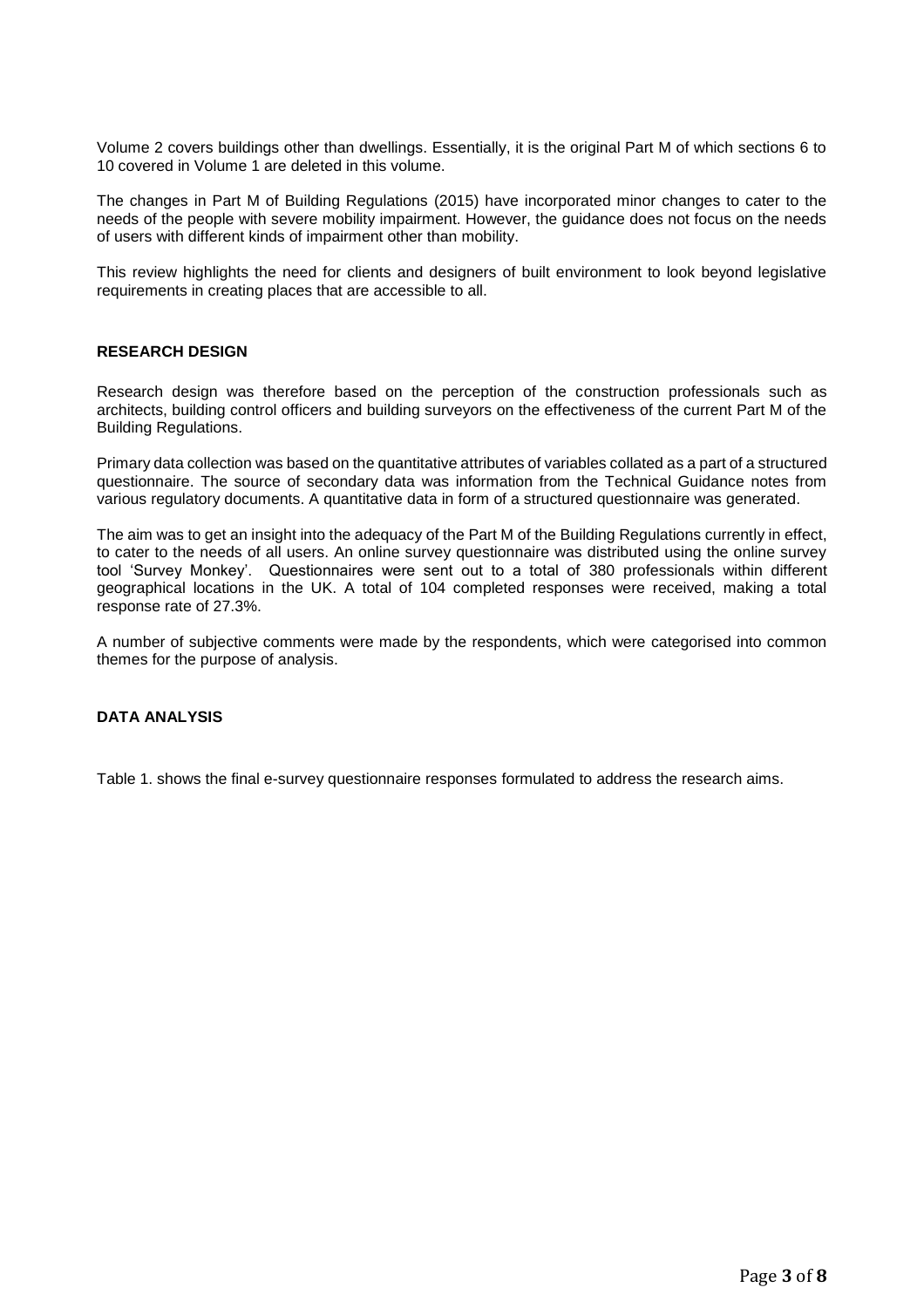Volume 2 covers buildings other than dwellings. Essentially, it is the original Part M of which sections 6 to 10 covered in Volume 1 are deleted in this volume.

The changes in Part M of Building Regulations (2015) have incorporated minor changes to cater to the needs of the people with severe mobility impairment. However, the guidance does not focus on the needs of users with different kinds of impairment other than mobility.

This review highlights the need for clients and designers of built environment to look beyond legislative requirements in creating places that are accessible to all.

## RESEARCH DESIGN

Research design was therefore based on the perception of the construction professionals such as architects, building control officers and building surveyors on the effectiveness of the current Part M of the Building Regulations.

Primary data collection was based on the quantitative attributes of variables collated as a part of a structured questionnaire. The source of secondary data was information from the Technical Guidance notes from various regulatory documents. A quantitative data in form of a structured questionnaire was generated.

The aim was to get an insight into the adequacy of the Part M of the Building Regulations currently in effect, to cater to the needs of all users. An online survey questionnaire was distributed using the online survey tool 'Survey Monkey'. Questionnaires were sent out to a total of 380 professionals within different geographical locations in the UK. A total of 104 completed responses were received, making a total response rate of 27.3%.

A number of subjective comments were made by the respondents, which were categorised into common themes for the purpose of analysis.

## DATA ANALYSIS

Table 1. shows the final e-survey questionnaire responses formulated to address the research aims.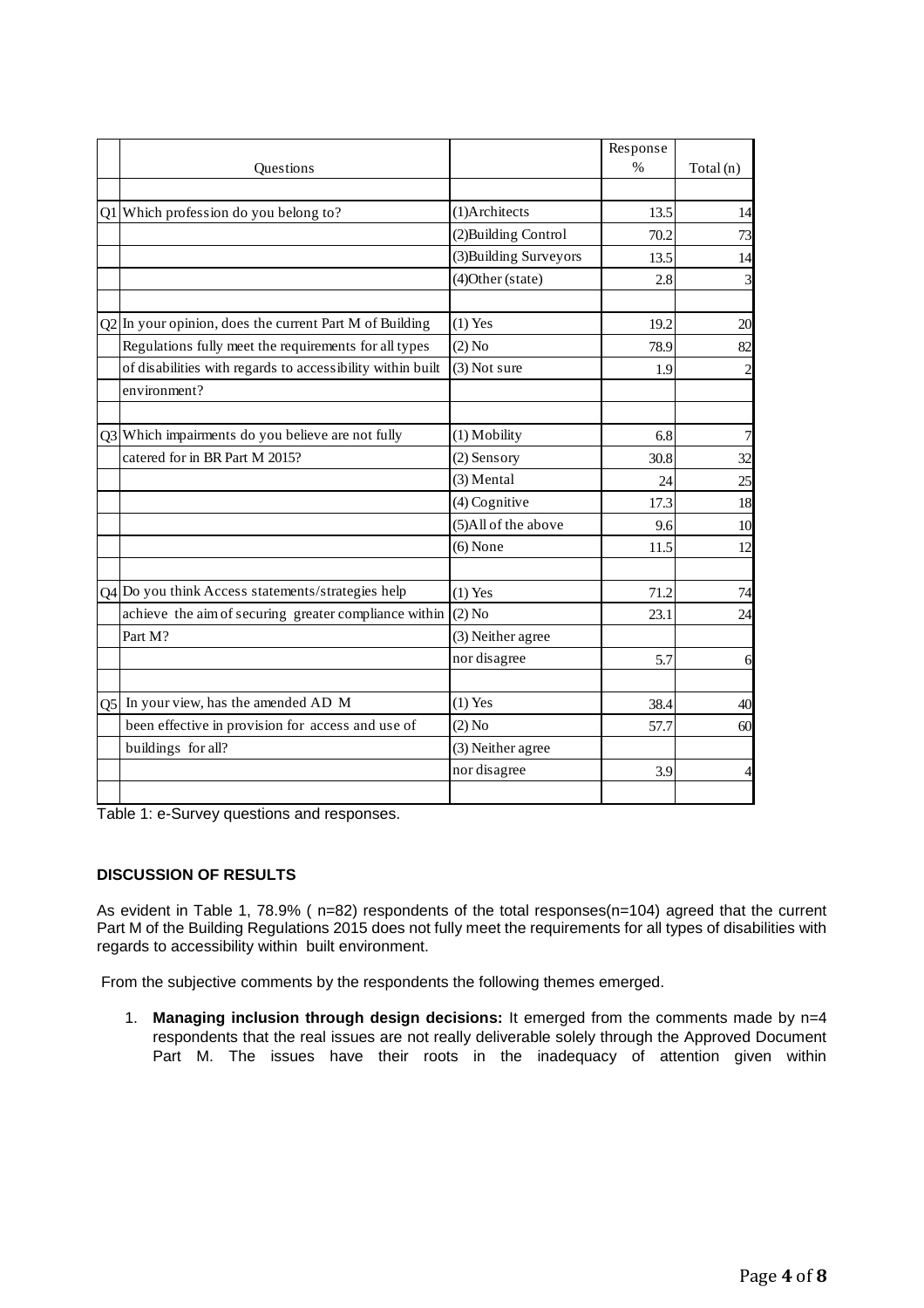| | Questions | | Response % | Total (n) |
|---|---|---|---|---|
| | | | | |
| Q1 | Which profession do you belong to? | (1)Architects | 13.5 | 14 |
| | | (2)Building Control | 70.2 | 73 |
| | | (3)Building Surveyors | 13.5 | 14 |
| | | (4)Other (state) | 2.8 | 3 |
| | | | | |
| Q2 | In your opinion, does the current Part M of Building Regulations fully meet the requirements for all types of disabilities with regards to accessibility within built environment? | (1) Yes | 19.2 | 20 |
| | | (2) No | 78.9 | 82 |
| | | (3) Not sure | 1.9 | 2 |
| | | | | |
| Q3 | Which impairments do you believe are not fully catered for in BR Part M 2015? | (1) Mobility | 6.8 | 7 |
| | | (2) Sensory | 30.8 | 32 |
| | | (3) Mental | 24 | 25 |
| | | (4) Cognitive | 17.3 | 18 |
| | | (5)All of the above | 9.6 | 10 |
| | | (6) None | 11.5 | 12 |
| | | | | |
| Q4 | Do you think Access statements/strategies help achieve the aim of securing greater compliance within Part M? | (1) Yes | 71.2 | 74 |
| | | (2) No | 23.1 | 24 |
| | | (3) Neither agree nor disagree | 5.7 | 6 |
| | | | | |
| Q5 | In your view, has the amended AD M been effective in provision for access and use of buildings for all? | (1) Yes | 38.4 | 40 |
| | | (2) No | 57.7 | 60 |
| | | (3) Neither agree nor disagree | 3.9 | 4 |
| | | | | |

Table 1: e-Survey questions and responses.

### DISCUSSION OF RESULTS

As evident in Table 1, 78.9% ( n=82) respondents of the total responses(n=104) agreed that the current Part M of the Building Regulations 2015 does not fully meet the requirements for all types of disabilities with regards to accessibility within built environment.

From the subjective comments by the respondents the following themes emerged.

1. **Managing inclusion through design decisions:** It emerged from the comments made by n=4 respondents that the real issues are not really deliverable solely through the Approved Document Part M. The issues have their roots in the inadequacy of attention given within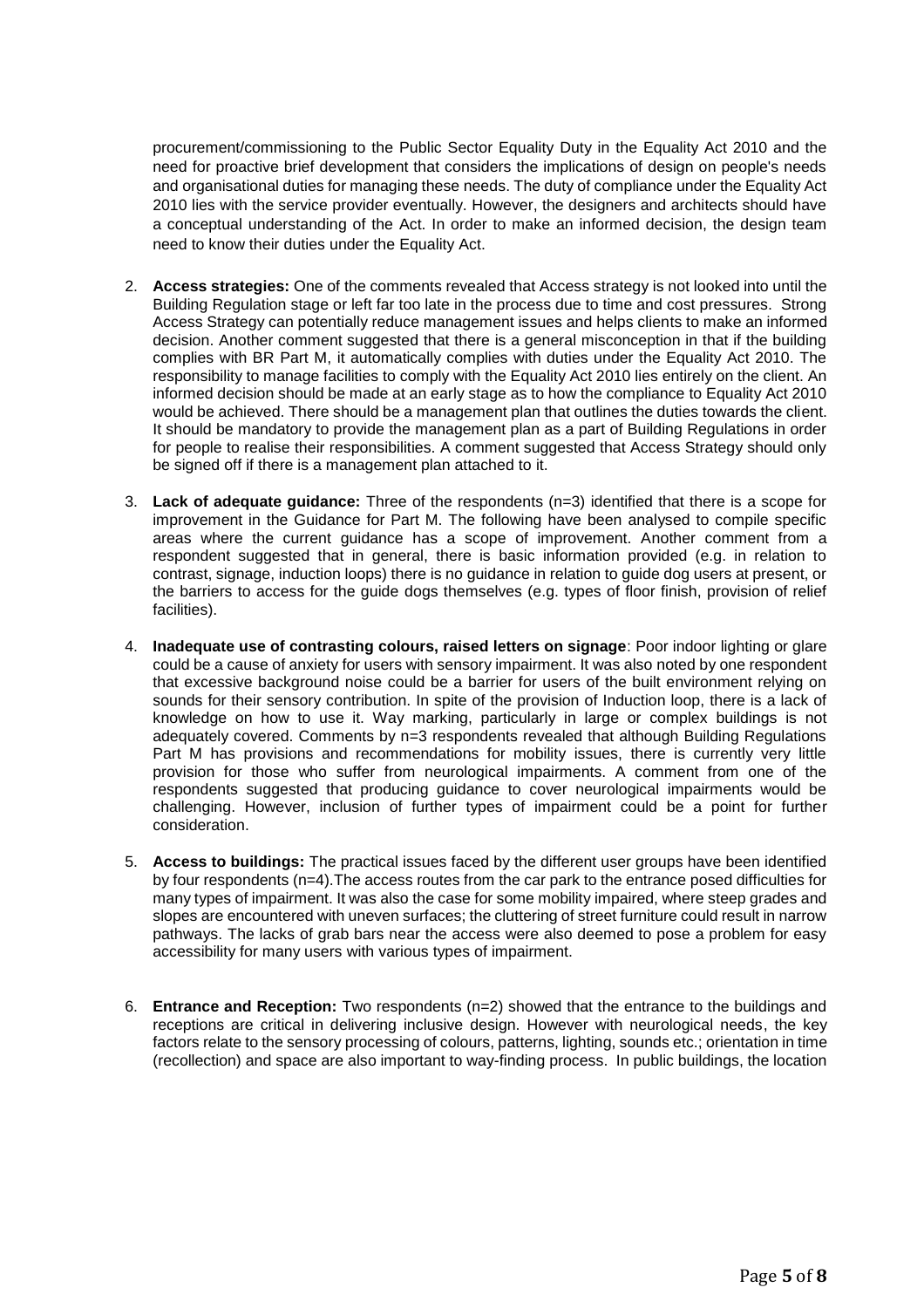procurement/commissioning to the Public Sector Equality Duty in the Equality Act 2010 and the need for proactive brief development that considers the implications of design on people's needs and organisational duties for managing these needs. The duty of compliance under the Equality Act 2010 lies with the service provider eventually. However, the designers and architects should have a conceptual understanding of the Act. In order to make an informed decision, the design team need to know their duties under the Equality Act.

2. **Access strategies:** One of the comments revealed that Access strategy is not looked into until the Building Regulation stage or left far too late in the process due to time and cost pressures. Strong Access Strategy can potentially reduce management issues and helps clients to make an informed decision. Another comment suggested that there is a general misconception in that if the building complies with BR Part M, it automatically complies with duties under the Equality Act 2010. The responsibility to manage facilities to comply with the Equality Act 2010 lies entirely on the client. An informed decision should be made at an early stage as to how the compliance to Equality Act 2010 would be achieved. There should be a management plan that outlines the duties towards the client. It should be mandatory to provide the management plan as a part of Building Regulations in order for people to realise their responsibilities. A comment suggested that Access Strategy should only be signed off if there is a management plan attached to it.

3. **Lack of adequate guidance:** Three of the respondents (n=3) identified that there is a scope for improvement in the Guidance for Part M. The following have been analysed to compile specific areas where the current guidance has a scope of improvement. Another comment from a respondent suggested that in general, there is basic information provided (e.g. in relation to contrast, signage, induction loops) there is no guidance in relation to guide dog users at present, or the barriers to access for the guide dogs themselves (e.g. types of floor finish, provision of relief facilities).

4. **Inadequate use of contrasting colours, raised letters on signage**: Poor indoor lighting or glare could be a cause of anxiety for users with sensory impairment. It was also noted by one respondent that excessive background noise could be a barrier for users of the built environment relying on sounds for their sensory contribution. In spite of the provision of Induction loop, there is a lack of knowledge on how to use it. Way marking, particularly in large or complex buildings is not adequately covered. Comments by n=3 respondents revealed that although Building Regulations Part M has provisions and recommendations for mobility issues, there is currently very little provision for those who suffer from neurological impairments. A comment from one of the respondents suggested that producing guidance to cover neurological impairments would be challenging. However, inclusion of further types of impairment could be a point for further consideration.

5. **Access to buildings:** The practical issues faced by the different user groups have been identified by four respondents (n=4).The access routes from the car park to the entrance posed difficulties for many types of impairment. It was also the case for some mobility impaired, where steep grades and slopes are encountered with uneven surfaces; the cluttering of street furniture could result in narrow pathways. The lacks of grab bars near the access were also deemed to pose a problem for easy accessibility for many users with various types of impairment.

6. **Entrance and Reception:** Two respondents (n=2) showed that the entrance to the buildings and receptions are critical in delivering inclusive design. However with neurological needs, the key factors relate to the sensory processing of colours, patterns, lighting, sounds etc.; orientation in time (recollection) and space are also important to way-finding process. In public buildings, the location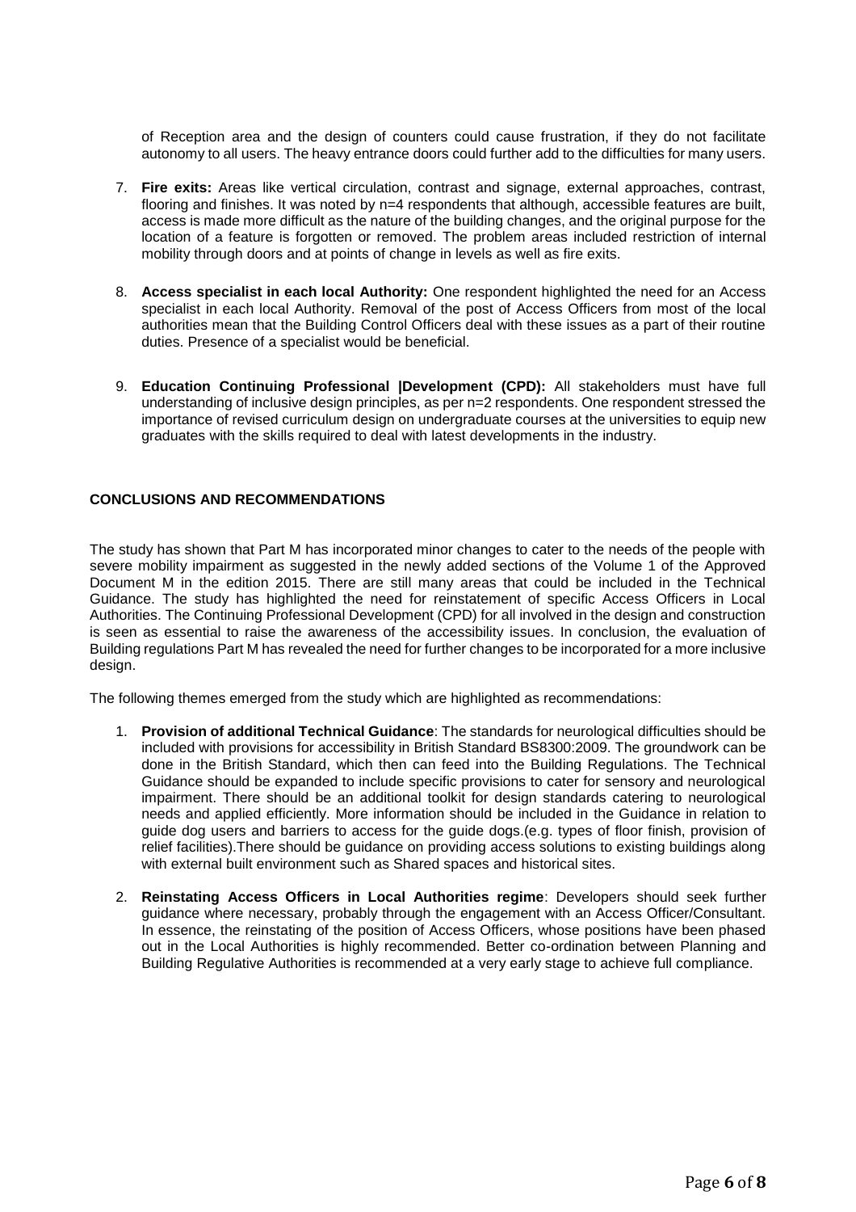of Reception area and the design of counters could cause frustration, if they do not facilitate autonomy to all users. The heavy entrance doors could further add to the difficulties for many users.

7. **Fire exits:** Areas like vertical circulation, contrast and signage, external approaches, contrast, flooring and finishes. It was noted by n=4 respondents that although, accessible features are built, access is made more difficult as the nature of the building changes, and the original purpose for the location of a feature is forgotten or removed. The problem areas included restriction of internal mobility through doors and at points of change in levels as well as fire exits.

8. **Access specialist in each local Authority:** One respondent highlighted the need for an Access specialist in each local Authority. Removal of the post of Access Officers from most of the local authorities mean that the Building Control Officers deal with these issues as a part of their routine duties. Presence of a specialist would be beneficial.

9. **Education Continuing Professional |Development (CPD):** All stakeholders must have full understanding of inclusive design principles, as per n=2 respondents. One respondent stressed the importance of revised curriculum design on undergraduate courses at the universities to equip new graduates with the skills required to deal with latest developments in the industry.

## CONCLUSIONS AND RECOMMENDATIONS

The study has shown that Part M has incorporated minor changes to cater to the needs of the people with severe mobility impairment as suggested in the newly added sections of the Volume 1 of the Approved Document M in the edition 2015. There are still many areas that could be included in the Technical Guidance. The study has highlighted the need for reinstatement of specific Access Officers in Local Authorities. The Continuing Professional Development (CPD) for all involved in the design and construction is seen as essential to raise the awareness of the accessibility issues. In conclusion, the evaluation of Building regulations Part M has revealed the need for further changes to be incorporated for a more inclusive design.

The following themes emerged from the study which are highlighted as recommendations:

1. **Provision of additional Technical Guidance**: The standards for neurological difficulties should be included with provisions for accessibility in British Standard BS8300:2009. The groundwork can be done in the British Standard, which then can feed into the Building Regulations. The Technical Guidance should be expanded to include specific provisions to cater for sensory and neurological impairment. There should be an additional toolkit for design standards catering to neurological needs and applied efficiently. More information should be included in the Guidance in relation to guide dog users and barriers to access for the guide dogs.(e.g. types of floor finish, provision of relief facilities).There should be guidance on providing access solutions to existing buildings along with external built environment such as Shared spaces and historical sites.

2. **Reinstating Access Officers in Local Authorities regime**: Developers should seek further guidance where necessary, probably through the engagement with an Access Officer/Consultant. In essence, the reinstating of the position of Access Officers, whose positions have been phased out in the Local Authorities is highly recommended. Better co-ordination between Planning and Building Regulative Authorities is recommended at a very early stage to achieve full compliance.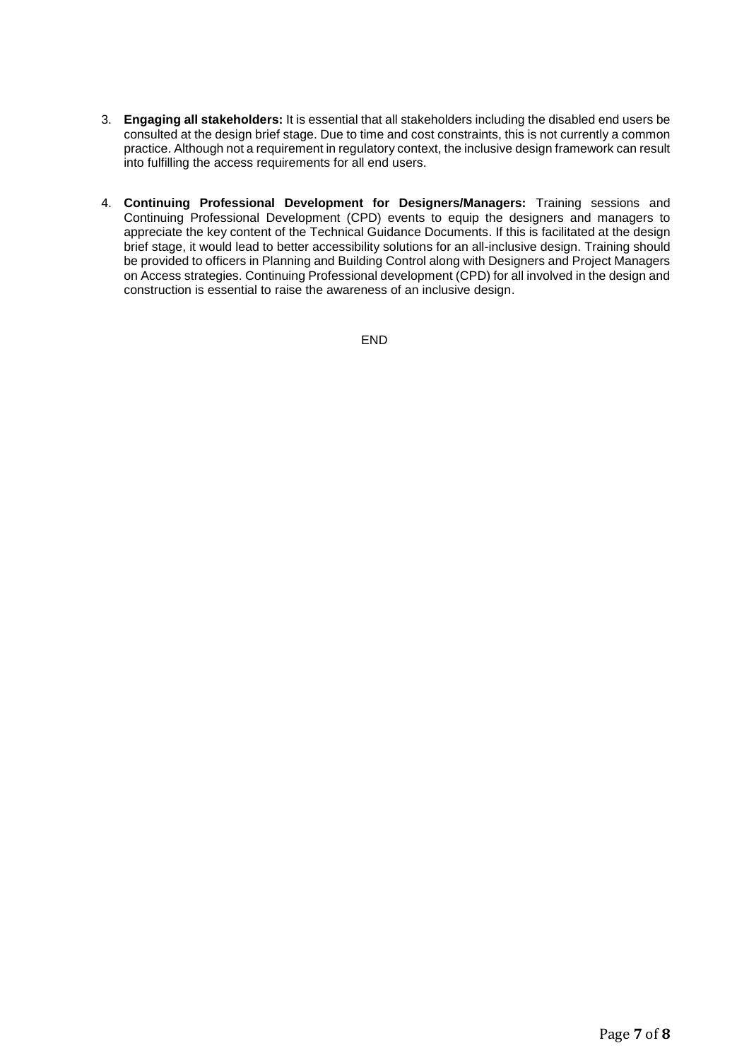3. **Engaging all stakeholders:** It is essential that all stakeholders including the disabled end users be consulted at the design brief stage. Due to time and cost constraints, this is not currently a common practice. Although not a requirement in regulatory context, the inclusive design framework can result into fulfilling the access requirements for all end users.

4. **Continuing Professional Development for Designers/Managers:** Training sessions and Continuing Professional Development (CPD) events to equip the designers and managers to appreciate the key content of the Technical Guidance Documents. If this is facilitated at the design brief stage, it would lead to better accessibility solutions for an all-inclusive design. Training should be provided to officers in Planning and Building Control along with Designers and Project Managers on Access strategies. Continuing Professional development (CPD) for all involved in the design and construction is essential to raise the awareness of an inclusive design.

END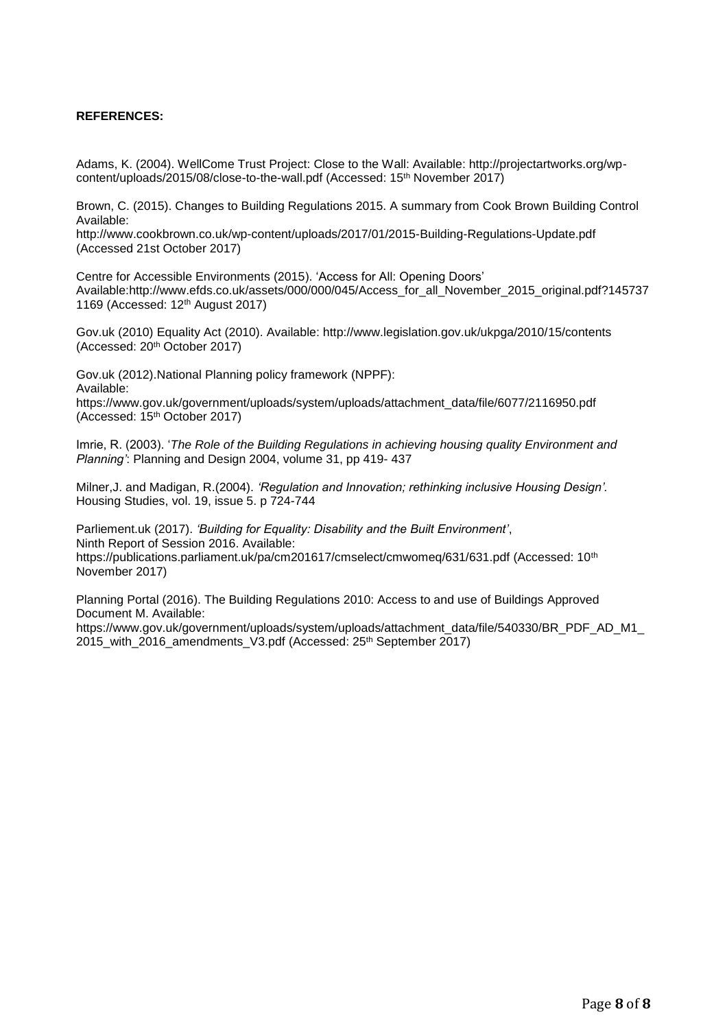**REFERENCES:**

Adams, K. (2004). WellCome Trust Project: Close to the Wall: Available: http://projectartworks.org/wp-content/uploads/2015/08/close-to-the-wall.pdf (Accessed: 15th November 2017)

Brown, C. (2015). Changes to Building Regulations 2015. A summary from Cook Brown Building Control Available:
http://www.cookbrown.co.uk/wp-content/uploads/2017/01/2015-Building-Regulations-Update.pdf (Accessed 21st October 2017)

Centre for Accessible Environments (2015). 'Access for All: Opening Doors' Available:http://www.efds.co.uk/assets/000/000/045/Access_for_all_November_2015_original.pdf?1457371169 (Accessed: 12th August 2017)

Gov.uk (2010) Equality Act (2010). Available: http://www.legislation.gov.uk/ukpga/2010/15/contents (Accessed: 20th October 2017)

Gov.uk (2012).National Planning policy framework (NPPF):
Available:
https://www.gov.uk/government/uploads/system/uploads/attachment_data/file/6077/2116950.pdf (Accessed: 15th October 2017)

Imrie, R. (2003). '*The Role of the Building Regulations in achieving housing quality Environment and Planning'*: Planning and Design 2004, volume 31, pp 419- 437

Milner,J. and Madigan, R.(2004). *'Regulation and Innovation; rethinking inclusive Housing Design'.* Housing Studies, vol. 19, issue 5. p 724-744

Parliement.uk (2017). *'Building for Equality: Disability and the Built Environment'*,
Ninth Report of Session 2016. Available:
https://publications.parliament.uk/pa/cm201617/cmselect/cmwomeq/631/631.pdf (Accessed: 10th November 2017)

Planning Portal (2016). The Building Regulations 2010: Access to and use of Buildings Approved Document M. Available:
https://www.gov.uk/government/uploads/system/uploads/attachment_data/file/540330/BR_PDF_AD_M1_2015_with_2016_amendments_V3.pdf (Accessed: 25th September 2017)